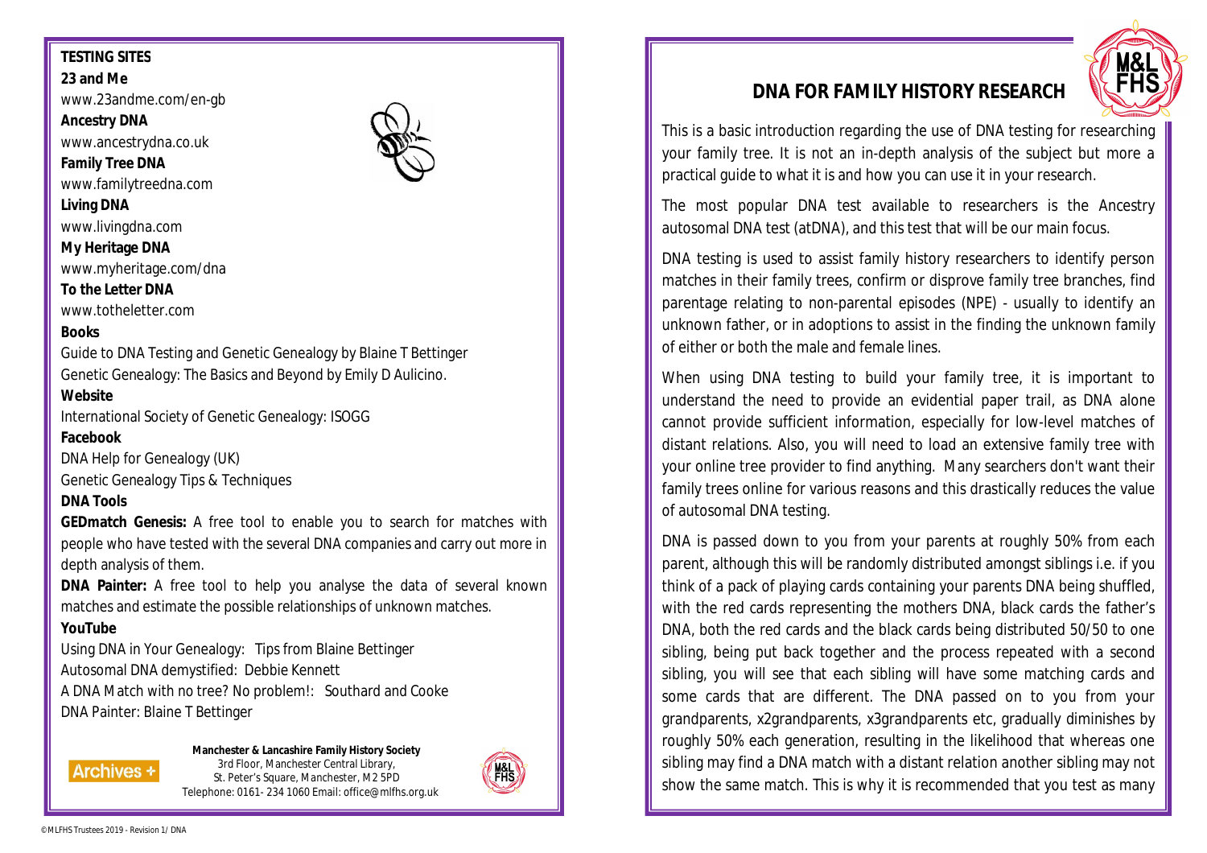**TESTING SITES**

**23 and Me**
www.23andme.com/en-gb

**Ancestry DNA**
www.ancestrydna.co.uk

**Family Tree DNA**
www.familytreedna.com

**Living DNA**
www.livingdna.com

**My Heritage DNA**
www.myheritage.com/dna

**To the Letter DNA**
www.totheletter.com

**Books**

Guide to DNA Testing and Genetic Genealogy by Blaine T Bettinger

Genetic Genealogy: The Basics and Beyond by Emily D Aulicino.

**Website**

International Society of Genetic Genealogy: ISOGG

**Facebook**

DNA Help for Genealogy (UK)

Genetic Genealogy Tips & Techniques

**DNA Tools**

**GEDmatch Genesis:** A free tool to enable you to search for matches with people who have tested with the several DNA companies and carry out more in depth analysis of them.

**DNA Painter:** A free tool to help you analyse the data of several known matches and estimate the possible relationships of unknown matches.

**YouTube**

Using DNA in Your Genealogy: Tips from Blaine Bettinger

Autosomal DNA demystified: Debbie Kennett

A DNA Match with no tree? No problem!: Southard and Cooke

DNA Painter: Blaine T Bettinger

**Manchester & Lancashire Family History Society**
3rd Floor, Manchester Central Library,
St. Peter's Square, Manchester, M2 5PD
Telephone: 0161- 234 1060 Email: office@mlfhs.org.uk

# DNA FOR FAMILY HISTORY RESEARCH

This is a basic introduction regarding the use of DNA testing for researching your family tree. It is not an in-depth analysis of the subject but more a practical guide to what it is and how you can use it in your research.

The most popular DNA test available to researchers is the Ancestry autosomal DNA test (atDNA), and this test that will be our main focus.

DNA testing is used to assist family history researchers to identify person matches in their family trees, confirm or disprove family tree branches, find parentage relating to non-parental episodes (NPE) - usually to identify an unknown father, or in adoptions to assist in the finding the unknown family of either or both the male and female lines.

When using DNA testing to build your family tree, it is important to understand the need to provide an evidential paper trail, as DNA alone cannot provide sufficient information, especially for low-level matches of distant relations. Also, you will need to load an extensive family tree with your online tree provider to find anything. Many searchers don't want their family trees online for various reasons and this drastically reduces the value of autosomal DNA testing.

DNA is passed down to you from your parents at roughly 50% from each parent, although this will be randomly distributed amongst siblings i.e. if you think of a pack of playing cards containing your parents DNA being shuffled, with the red cards representing the mothers DNA, black cards the father's DNA, both the red cards and the black cards being distributed 50/50 to one sibling, being put back together and the process repeated with a second sibling, you will see that each sibling will have some matching cards and some cards that are different. The DNA passed on to you from your grandparents, x2grandparents, x3grandparents etc, gradually diminishes by roughly 50% each generation, resulting in the likelihood that whereas one sibling may find a DNA match with a distant relation another sibling may not show the same match. This is why it is recommended that you test as many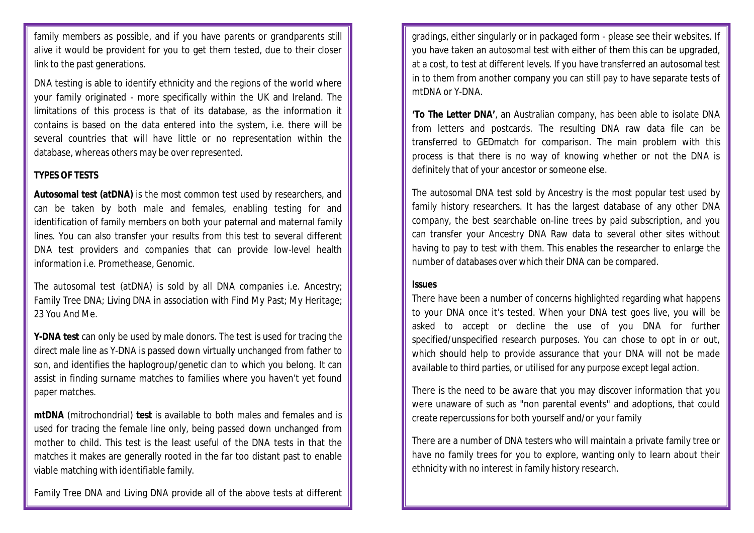family members as possible, and if you have parents or grandparents still alive it would be provident for you to get them tested, due to their closer link to the past generations.

DNA testing is able to identify ethnicity and the regions of the world where your family originated - more specifically within the UK and Ireland. The limitations of this process is that of its database, as the information it contains is based on the data entered into the system, i.e. there will be several countries that will have little or no representation within the database, whereas others may be over represented.

**TYPES OF TESTS**

**Autosomal test (atDNA)** is the most common test used by researchers, and can be taken by both male and females, enabling testing for and identification of family members on both your paternal and maternal family lines. You can also transfer your results from this test to several different DNA test providers and companies that can provide low-level health information i.e. Promethease, Genomic.

The autosomal test (atDNA) is sold by all DNA companies i.e. Ancestry; Family Tree DNA; Living DNA in association with Find My Past; My Heritage; 23 You And Me.

**Y-DNA test** can only be used by male donors. The test is used for tracing the direct male line as Y-DNA is passed down virtually unchanged from father to son, and identifies the haplogroup/genetic clan to which you belong. It can assist in finding surname matches to families where you haven't yet found paper matches.

**mtDNA** (mitrochondrial) **test** is available to both males and females and is used for tracing the female line only, being passed down unchanged from mother to child. This test is the least useful of the DNA tests in that the matches it makes are generally rooted in the far too distant past to enable viable matching with identifiable family.

Family Tree DNA and Living DNA provide all of the above tests at different gradings, either singularly or in packaged form - please see their websites. If you have taken an autosomal test with either of them this can be upgraded, at a cost, to test at different levels. If you have transferred an autosomal test in to them from another company you can still pay to have separate tests of mtDNA or Y-DNA.

**'To The Letter DNA'**, an Australian company, has been able to isolate DNA from letters and postcards. The resulting DNA raw data file can be transferred to GEDmatch for comparison. The main problem with this process is that there is no way of knowing whether or not the DNA is definitely that of your ancestor or someone else.

The autosomal DNA test sold by Ancestry is the most popular test used by family history researchers. It has the largest database of any other DNA company, the best searchable on-line trees by paid subscription, and you can transfer your Ancestry DNA Raw data to several other sites without having to pay to test with them. This enables the researcher to enlarge the number of databases over which their DNA can be compared.

**Issues**

There have been a number of concerns highlighted regarding what happens to your DNA once it's tested. When your DNA test goes live, you will be asked to accept or decline the use of you DNA for further specified/unspecified research purposes. You can chose to opt in or out, which should help to provide assurance that your DNA will not be made available to third parties, or utilised for any purpose except legal action.

There is the need to be aware that you may discover information that you were unaware of such as "non parental events" and adoptions, that could create repercussions for both yourself and/or your family

There are a number of DNA testers who will maintain a private family tree or have no family trees for you to explore, wanting only to learn about their ethnicity with no interest in family history research.